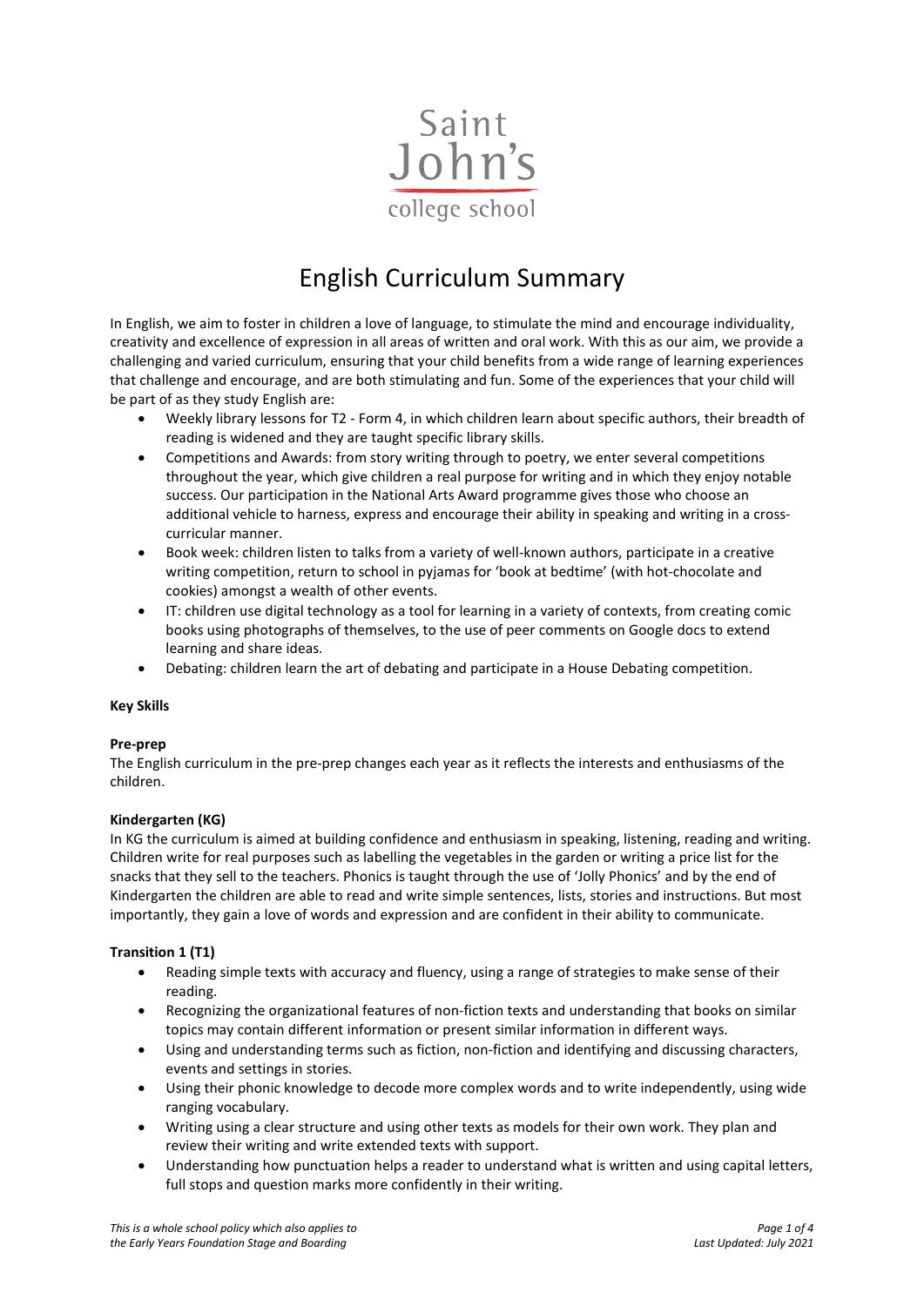Saint John's college school

# English Curriculum Summary

In English, we aim to foster in children a love of language, to stimulate the mind and encourage individuality, creativity and excellence of expression in all areas of written and oral work. With this as our aim, we provide a challenging and varied curriculum, ensuring that your child benefits from a wide range of learning experiences that challenge and encourage, and are both stimulating and fun. Some of the experiences that your child will be part of as they study English are:

- Weekly library lessons for T2 - Form 4, in which children learn about specific authors, their breadth of reading is widened and they are taught specific library skills.
- Competitions and Awards: from story writing through to poetry, we enter several competitions throughout the year, which give children a real purpose for writing and in which they enjoy notable success. Our participation in the National Arts Award programme gives those who choose an additional vehicle to harness, express and encourage their ability in speaking and writing in a cross-curricular manner.
- Book week: children listen to talks from a variety of well-known authors, participate in a creative writing competition, return to school in pyjamas for 'book at bedtime' (with hot-chocolate and cookies) amongst a wealth of other events.
- IT: children use digital technology as a tool for learning in a variety of contexts, from creating comic books using photographs of themselves, to the use of peer comments on Google docs to extend learning and share ideas.
- Debating: children learn the art of debating and participate in a House Debating competition.

**Key Skills**

**Pre-prep**

The English curriculum in the pre-prep changes each year as it reflects the interests and enthusiasms of the children.

**Kindergarten (KG)**

In KG the curriculum is aimed at building confidence and enthusiasm in speaking, listening, reading and writing. Children write for real purposes such as labelling the vegetables in the garden or writing a price list for the snacks that they sell to the teachers. Phonics is taught through the use of 'Jolly Phonics' and by the end of Kindergarten the children are able to read and write simple sentences, lists, stories and instructions. But most importantly, they gain a love of words and expression and are confident in their ability to communicate.

**Transition 1 (T1)**

- Reading simple texts with accuracy and fluency, using a range of strategies to make sense of their reading.
- Recognizing the organizational features of non-fiction texts and understanding that books on similar topics may contain different information or present similar information in different ways.
- Using and understanding terms such as fiction, non-fiction and identifying and discussing characters, events and settings in stories.
- Using their phonic knowledge to decode more complex words and to write independently, using wide ranging vocabulary.
- Writing using a clear structure and using other texts as models for their own work. They plan and review their writing and write extended texts with support.
- Understanding how punctuation helps a reader to understand what is written and using capital letters, full stops and question marks more confidently in their writing.

*This is a whole school policy which also applies to the Early Years Foundation Stage and Boarding*

*Last Updated: July 2021*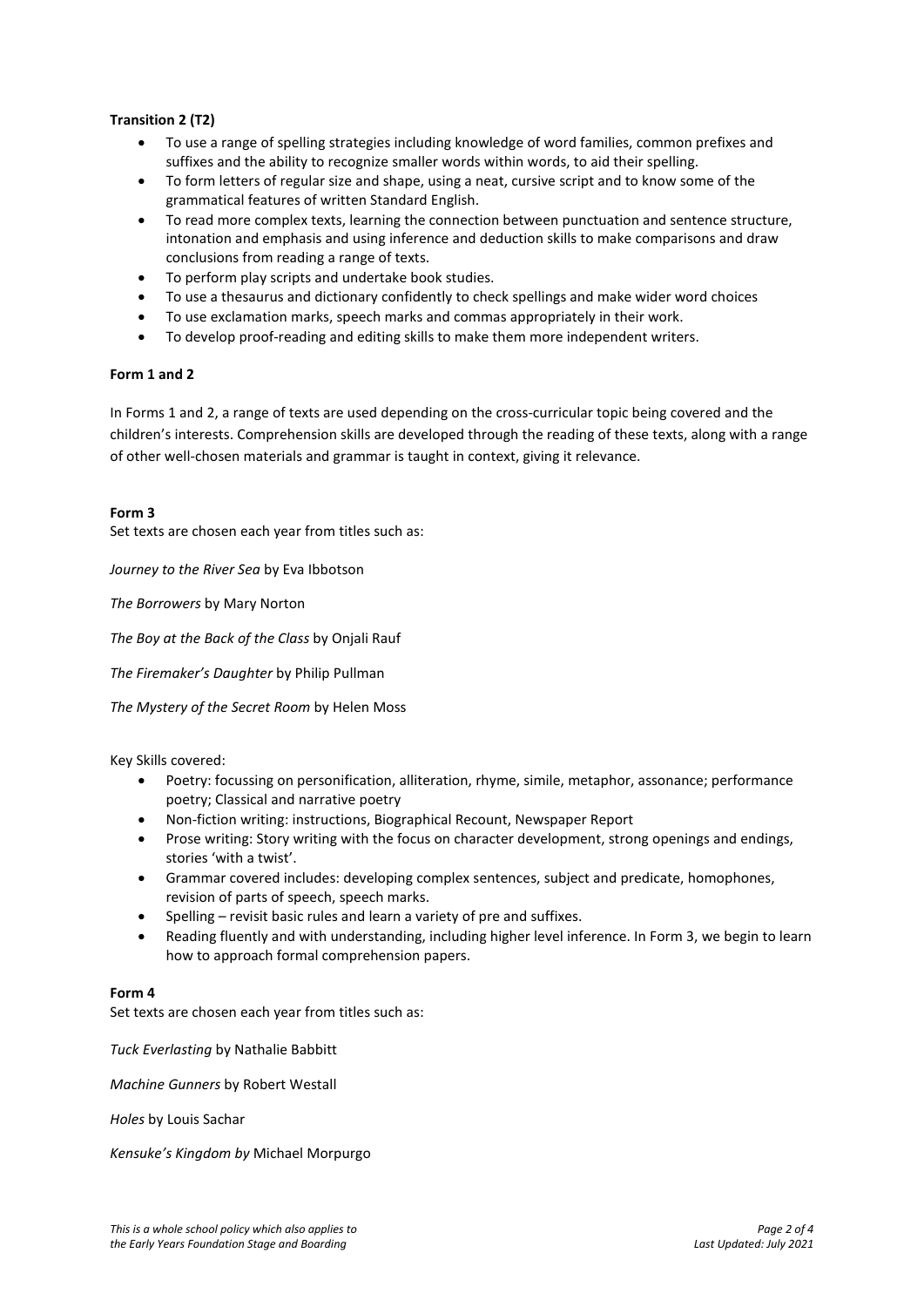**Transition 2 (T2)**

- To use a range of spelling strategies including knowledge of word families, common prefixes and suffixes and the ability to recognize smaller words within words, to aid their spelling.
- To form letters of regular size and shape, using a neat, cursive script and to know some of the grammatical features of written Standard English.
- To read more complex texts, learning the connection between punctuation and sentence structure, intonation and emphasis and using inference and deduction skills to make comparisons and draw conclusions from reading a range of texts.
- To perform play scripts and undertake book studies.
- To use a thesaurus and dictionary confidently to check spellings and make wider word choices
- To use exclamation marks, speech marks and commas appropriately in their work.
- To develop proof-reading and editing skills to make them more independent writers.

**Form 1 and 2**

In Forms 1 and 2, a range of texts are used depending on the cross-curricular topic being covered and the children's interests. Comprehension skills are developed through the reading of these texts, along with a range of other well-chosen materials and grammar is taught in context, giving it relevance.

**Form 3**

Set texts are chosen each year from titles such as:

*Journey to the River Sea* by Eva Ibbotson

*The Borrowers* by Mary Norton

*The Boy at the Back of the Class* by Onjali Rauf

*The Firemaker's Daughter* by Philip Pullman

*The Mystery of the Secret Room* by Helen Moss

Key Skills covered:

- Poetry: focussing on personification, alliteration, rhyme, simile, metaphor, assonance; performance poetry; Classical and narrative poetry
- Non-fiction writing: instructions, Biographical Recount, Newspaper Report
- Prose writing: Story writing with the focus on character development, strong openings and endings, stories 'with a twist'.
- Grammar covered includes: developing complex sentences, subject and predicate, homophones, revision of parts of speech, speech marks.
- Spelling – revisit basic rules and learn a variety of pre and suffixes.
- Reading fluently and with understanding, including higher level inference. In Form 3, we begin to learn how to approach formal comprehension papers.

**Form 4**

Set texts are chosen each year from titles such as:

*Tuck Everlasting* by Nathalie Babbitt

*Machine Gunners* by Robert Westall

*Holes* by Louis Sachar

*Kensuke's Kingdom by* Michael Morpurgo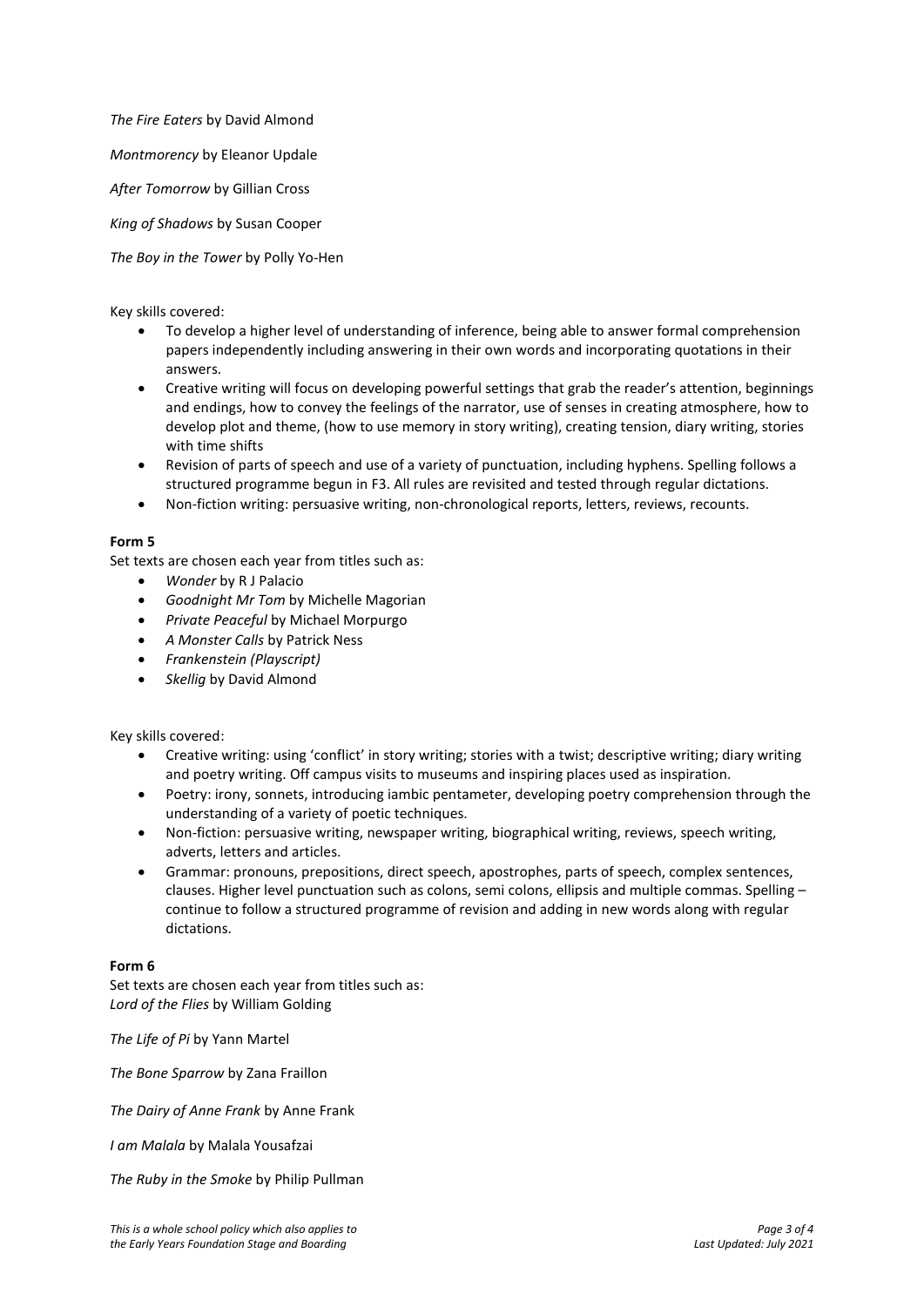*The Fire Eaters* by David Almond

*Montmorency* by Eleanor Updale

*After Tomorrow* by Gillian Cross

*King of Shadows* by Susan Cooper

*The Boy in the Tower* by Polly Yo-Hen

Key skills covered:

- To develop a higher level of understanding of inference, being able to answer formal comprehension papers independently including answering in their own words and incorporating quotations in their answers.
- Creative writing will focus on developing powerful settings that grab the reader's attention, beginnings and endings, how to convey the feelings of the narrator, use of senses in creating atmosphere, how to develop plot and theme, (how to use memory in story writing), creating tension, diary writing, stories with time shifts
- Revision of parts of speech and use of a variety of punctuation, including hyphens. Spelling follows a structured programme begun in F3. All rules are revisited and tested through regular dictations.
- Non-fiction writing: persuasive writing, non-chronological reports, letters, reviews, recounts.

**Form 5**

Set texts are chosen each year from titles such as:

- *Wonder* by R J Palacio
- *Goodnight Mr Tom* by Michelle Magorian
- *Private Peaceful* by Michael Morpurgo
- *A Monster Calls* by Patrick Ness
- *Frankenstein (Playscript)*
- *Skellig* by David Almond

Key skills covered:

- Creative writing: using 'conflict' in story writing; stories with a twist; descriptive writing; diary writing and poetry writing. Off campus visits to museums and inspiring places used as inspiration.
- Poetry: irony, sonnets, introducing iambic pentameter, developing poetry comprehension through the understanding of a variety of poetic techniques.
- Non-fiction: persuasive writing, newspaper writing, biographical writing, reviews, speech writing, adverts, letters and articles.
- Grammar: pronouns, prepositions, direct speech, apostrophes, parts of speech, complex sentences, clauses. Higher level punctuation such as colons, semi colons, ellipsis and multiple commas. Spelling – continue to follow a structured programme of revision and adding in new words along with regular dictations.

**Form 6**

Set texts are chosen each year from titles such as:
*Lord of the Flies* by William Golding

*The Life of Pi* by Yann Martel

*The Bone Sparrow* by Zana Fraillon

*The Dairy of Anne Frank* by Anne Frank

*I am Malala* by Malala Yousafzai

*The Ruby in the Smoke* by Philip Pullman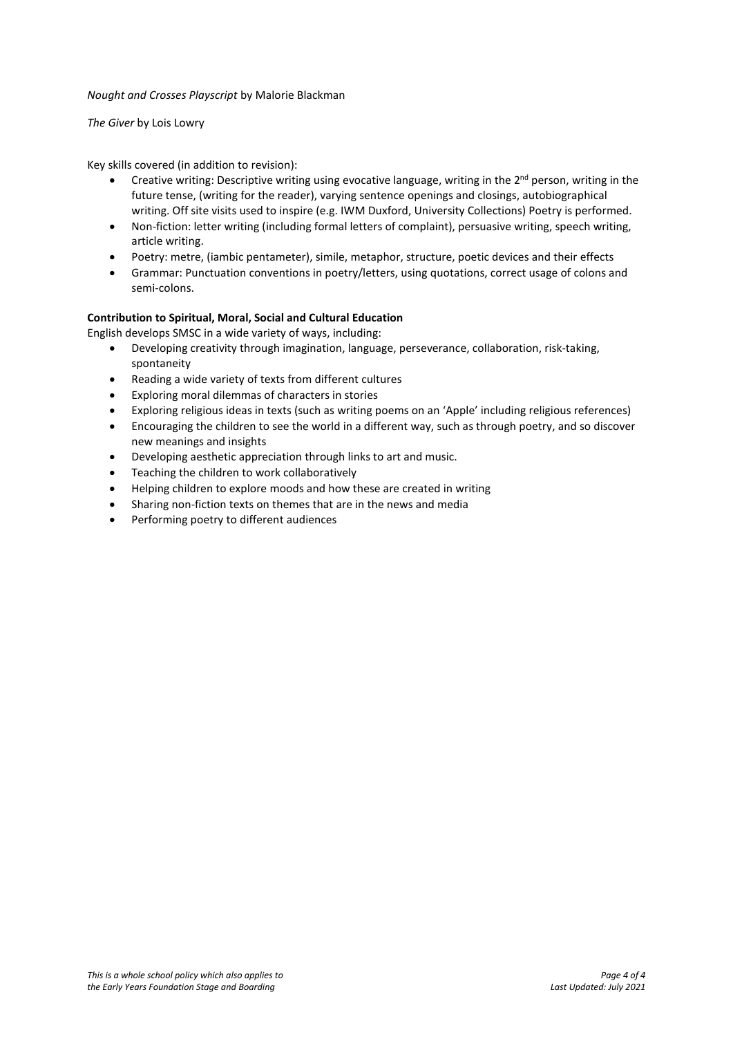*Nought and Crosses Playscript* by Malorie Blackman

*The Giver* by Lois Lowry

Key skills covered (in addition to revision):

- Creative writing: Descriptive writing using evocative language, writing in the 2nd person, writing in the future tense, (writing for the reader), varying sentence openings and closings, autobiographical writing. Off site visits used to inspire (e.g. IWM Duxford, University Collections) Poetry is performed.
- Non-fiction: letter writing (including formal letters of complaint), persuasive writing, speech writing, article writing.
- Poetry: metre, (iambic pentameter), simile, metaphor, structure, poetic devices and their effects
- Grammar: Punctuation conventions in poetry/letters, using quotations, correct usage of colons and semi-colons.

**Contribution to Spiritual, Moral, Social and Cultural Education**

English develops SMSC in a wide variety of ways, including:

- Developing creativity through imagination, language, perseverance, collaboration, risk-taking, spontaneity
- Reading a wide variety of texts from different cultures
- Exploring moral dilemmas of characters in stories
- Exploring religious ideas in texts (such as writing poems on an 'Apple' including religious references)
- Encouraging the children to see the world in a different way, such as through poetry, and so discover new meanings and insights
- Developing aesthetic appreciation through links to art and music.
- Teaching the children to work collaboratively
- Helping children to explore moods and how these are created in writing
- Sharing non-fiction texts on themes that are in the news and media
- Performing poetry to different audiences